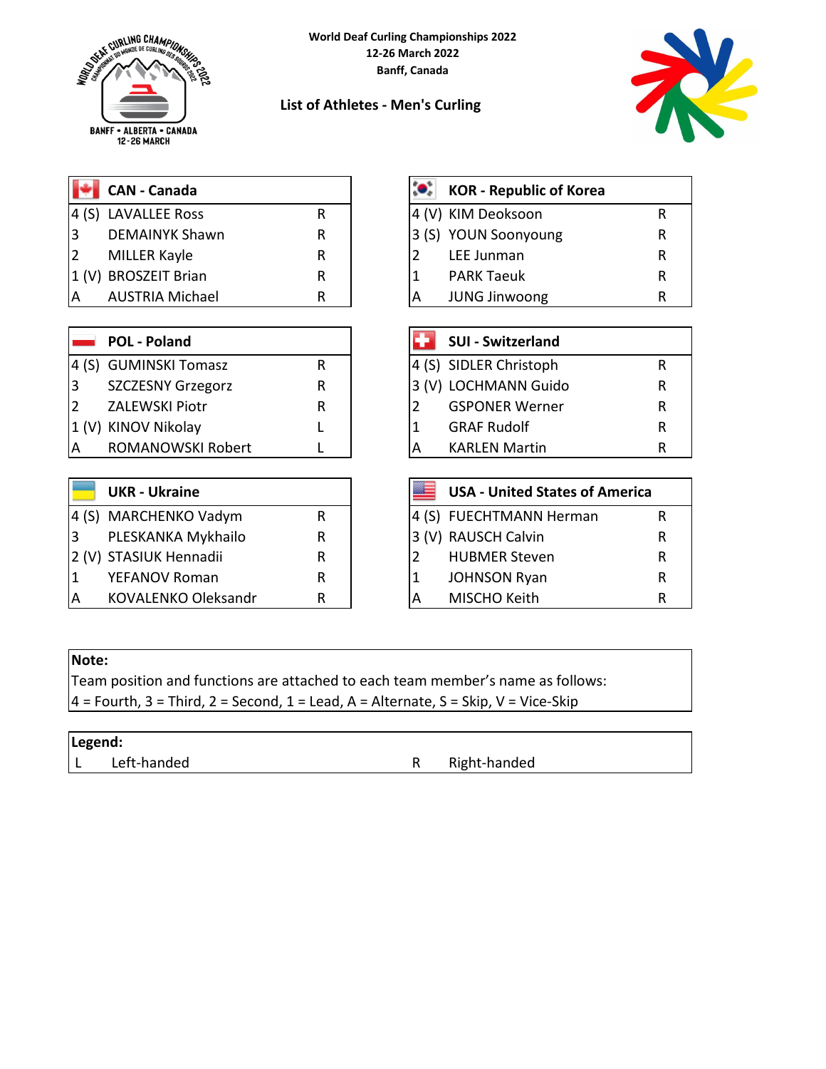World Deaf Curling Championships 2022
12-26 March 2022
Banff, Canada

## List of Athletes - Men's Curling

| | CAN - Canada | |
|---|---|---|
| 4 (S) | LAVALLEE Ross | R |
| 3 | DEMAINYK Shawn | R |
| 2 | MILLER Kayle | R |
| 1 (V) | BROSZEIT Brian | R |
| A | AUSTRIA Michael | R |

| | KOR - Republic of Korea | |
|---|---|---|
| 4 (V) | KIM Deoksoon | R |
| 3 (S) | YOUN Soonyoung | R |
| 2 | LEE Junman | R |
| 1 | PARK Taeuk | R |
| A | JUNG Jinwoong | R |

| | POL - Poland | |
|---|---|---|
| 4 (S) | GUMINSKI Tomasz | R |
| 3 | SZCZESNY Grzegorz | R |
| 2 | ZALEWSKI Piotr | R |
| 1 (V) | KINOV Nikolay | L |
| A | ROMANOWSKI Robert | L |

| | SUI - Switzerland | |
|---|---|---|
| 4 (S) | SIDLER Christoph | R |
| 3 (V) | LOCHMANN Guido | R |
| 2 | GSPONER Werner | R |
| 1 | GRAF Rudolf | R |
| A | KARLEN Martin | R |

| | UKR - Ukraine | |
|---|---|---|
| 4 (S) | MARCHENKO Vadym | R |
| 3 | PLESKANKA Mykhailo | R |
| 2 (V) | STASIUK Hennadii | R |
| 1 | YEFANOV Roman | R |
| A | KOVALENKO Oleksandr | R |

| | USA - United States of America | |
|---|---|---|
| 4 (S) | FUECHTMANN Herman | R |
| 3 (V) | RAUSCH Calvin | R |
| 2 | HUBMER Steven | R |
| 1 | JOHNSON Ryan | R |
| A | MISCHO Keith | R |

**Note:**
Team position and functions are attached to each team member's name as follows:
4 = Fourth, 3 = Third, 2 = Second, 1 = Lead, A = Alternate, S = Skip, V = Vice-Skip

**Legend:**
L Left-handed R Right-handed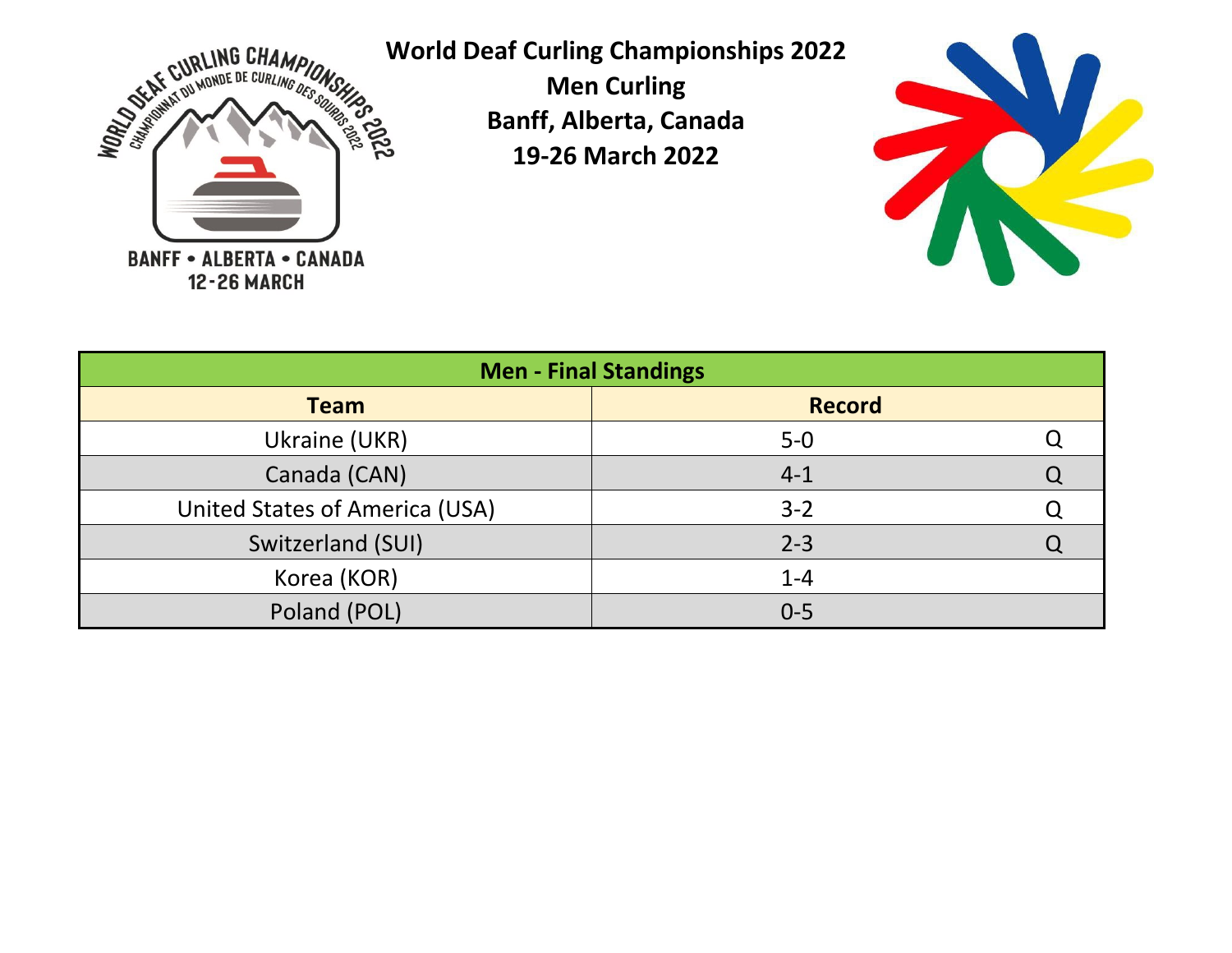**World Deaf Curling Championships 2022**
**Men Curling**
**Banff, Alberta, Canada**
**19-26 March 2022**

| Men - Final Standings | | |
|---|---|---|
| **Team** | **Record** | |
| Ukraine (UKR) | 5-0 | Q |
| Canada (CAN) | 4-1 | Q |
| United States of America (USA) | 3-2 | Q |
| Switzerland (SUI) | 2-3 | Q |
| Korea (KOR) | 1-4 | |
| Poland (POL) | 0-5 | |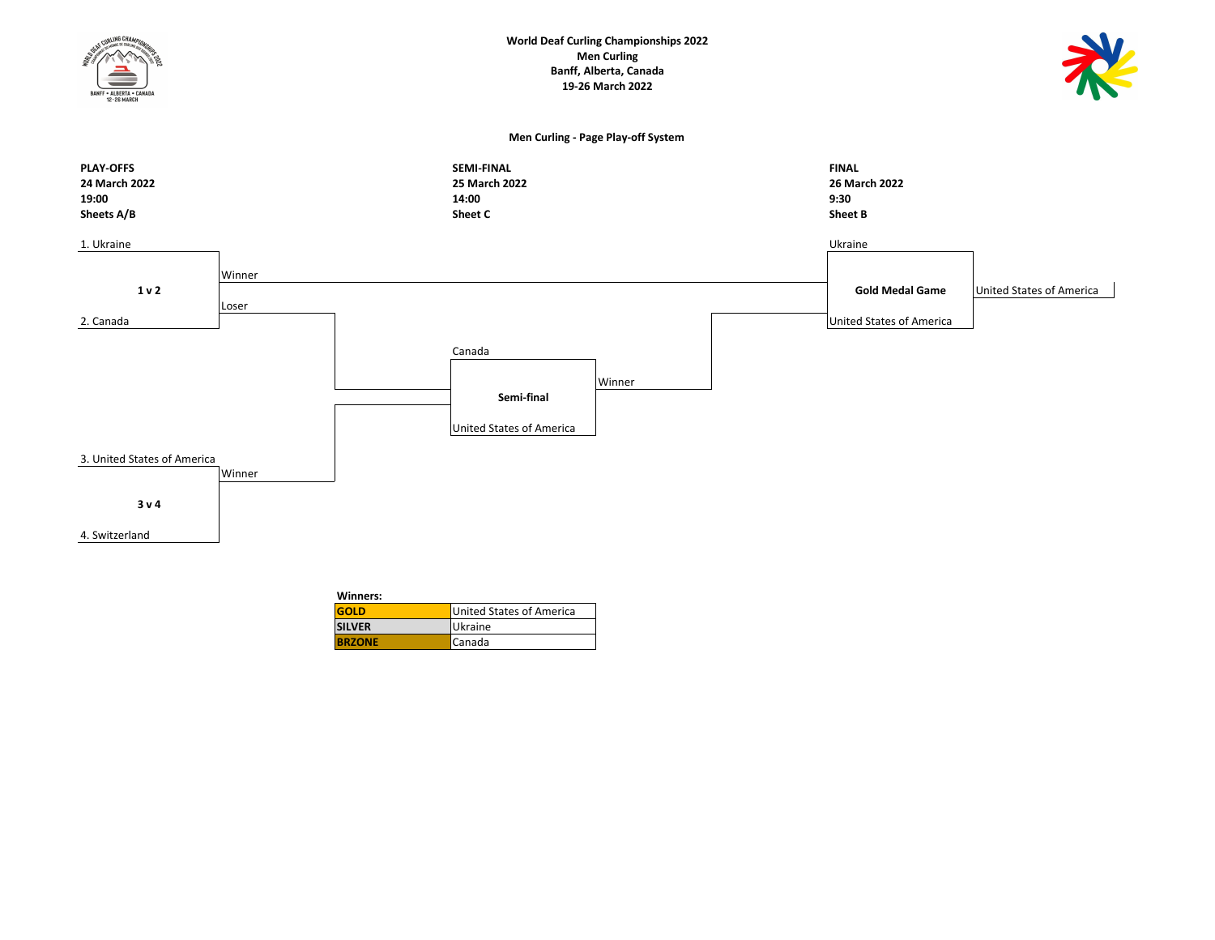**World Deaf Curling Championships 2022**
**Men Curling**
**Banff, Alberta, Canada**
**19-26 March 2022**

**Men Curling - Page Play-off System**

| PLAY-OFFS | SEMI-FINAL | FINAL |
|---|---|---|
| **24 March 2022** | **25 March 2022** | **26 March 2022** |
| **19:00** | **14:00** | **9:30** |
| **Sheets A/B** | **Sheet C** | **Sheet B** |

**1 v 2**

- 1. Ukraine
- 2. Canada
- Winner → Gold Medal Game
- Loser → Semi-final

**3 v 4**

- 3. United States of America
- 4. Switzerland
- Winner → Semi-final

**Semi-final**

- Canada
- United States of America
- Winner → Gold Medal Game

**Gold Medal Game**

- Ukraine
- United States of America
- Winner: United States of America

**Winners:**

| | |
|---|---|
| **GOLD** | United States of America |
| **SILVER** | Ukraine |
| **BRZONE** | Canada |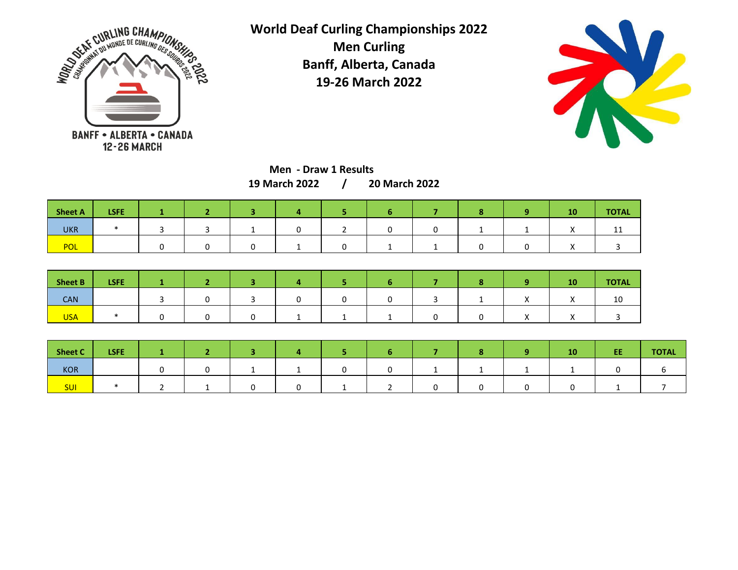# World Deaf Curling Championships 2022

## Men Curling

## Banff, Alberta, Canada

## 19-26 March 2022

### Men - Draw 1 Results

**19 March 2022 / 20 March 2022**

| Sheet A | LSFE | 1 | 2 | 3 | 4 | 5 | 6 | 7 | 8 | 9 | 10 | TOTAL |
|---|---|---|---|---|---|---|---|---|---|---|---|---|
| UKR | * | 3 | 3 | 1 | 0 | 2 | 0 | 0 | 1 | 1 | X | 11 |
| POL | | 0 | 0 | 0 | 1 | 0 | 1 | 1 | 0 | 0 | X | 3 |

| Sheet B | LSFE | 1 | 2 | 3 | 4 | 5 | 6 | 7 | 8 | 9 | 10 | TOTAL |
|---|---|---|---|---|---|---|---|---|---|---|---|---|
| CAN | | 3 | 0 | 3 | 0 | 0 | 0 | 3 | 1 | X | X | 10 |
| USA | * | 0 | 0 | 0 | 1 | 1 | 1 | 0 | 0 | X | X | 3 |

| Sheet C | LSFE | 1 | 2 | 3 | 4 | 5 | 6 | 7 | 8 | 9 | 10 | EE | TOTAL |
|---|---|---|---|---|---|---|---|---|---|---|---|---|---|
| KOR | | 0 | 0 | 1 | 1 | 0 | 0 | 1 | 1 | 1 | 1 | 0 | 6 |
| SUI | * | 2 | 1 | 0 | 0 | 1 | 2 | 0 | 0 | 0 | 0 | 1 | 7 |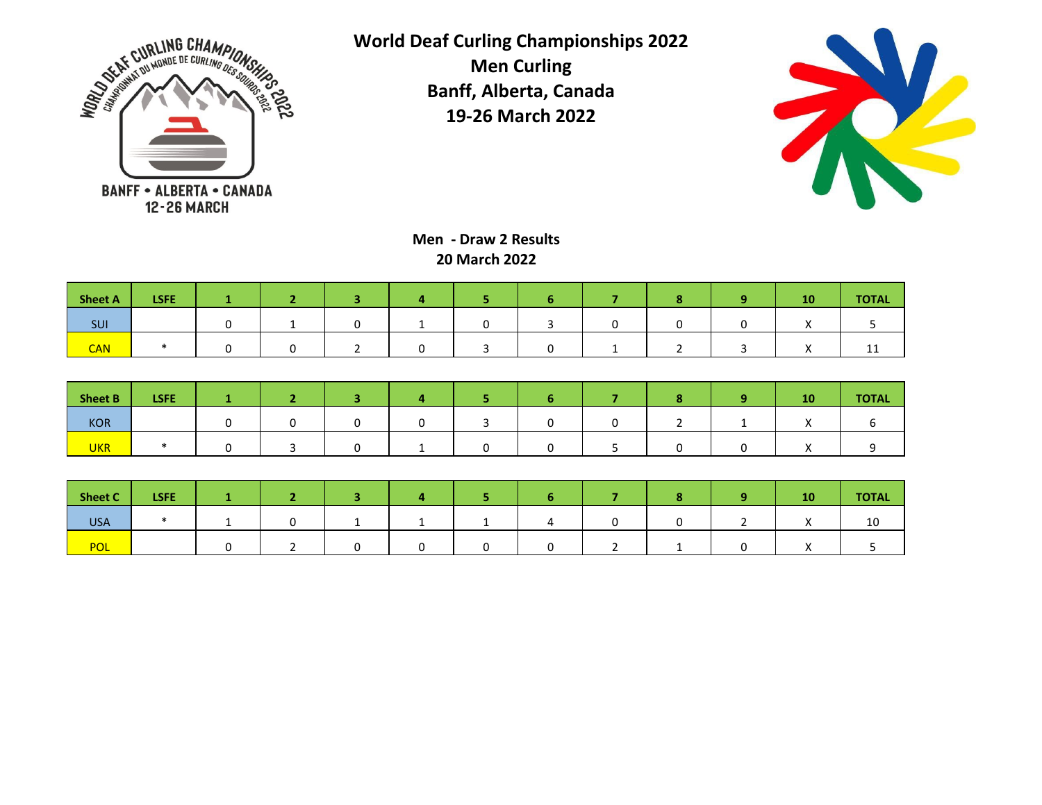# World Deaf Curling Championships 2022
## Men Curling
## Banff, Alberta, Canada
## 19-26 March 2022

### Men - Draw 2 Results
### 20 March 2022

| Sheet A | LSFE | 1 | 2 | 3 | 4 | 5 | 6 | 7 | 8 | 9 | 10 | TOTAL |
|---|---|---|---|---|---|---|---|---|---|---|---|---|
| SUI | | 0 | 1 | 0 | 1 | 0 | 3 | 0 | 0 | 0 | X | 5 |
| CAN | * | 0 | 0 | 2 | 0 | 3 | 0 | 1 | 2 | 3 | X | 11 |

| Sheet B | LSFE | 1 | 2 | 3 | 4 | 5 | 6 | 7 | 8 | 9 | 10 | TOTAL |
|---|---|---|---|---|---|---|---|---|---|---|---|---|
| KOR | | 0 | 0 | 0 | 0 | 3 | 0 | 0 | 2 | 1 | X | 6 |
| UKR | * | 0 | 3 | 0 | 1 | 0 | 0 | 5 | 0 | 0 | X | 9 |

| Sheet C | LSFE | 1 | 2 | 3 | 4 | 5 | 6 | 7 | 8 | 9 | 10 | TOTAL |
|---|---|---|---|---|---|---|---|---|---|---|---|---|
| USA | * | 1 | 0 | 1 | 1 | 1 | 4 | 0 | 0 | 2 | X | 10 |
| POL | | 0 | 2 | 0 | 0 | 0 | 0 | 2 | 1 | 0 | X | 5 |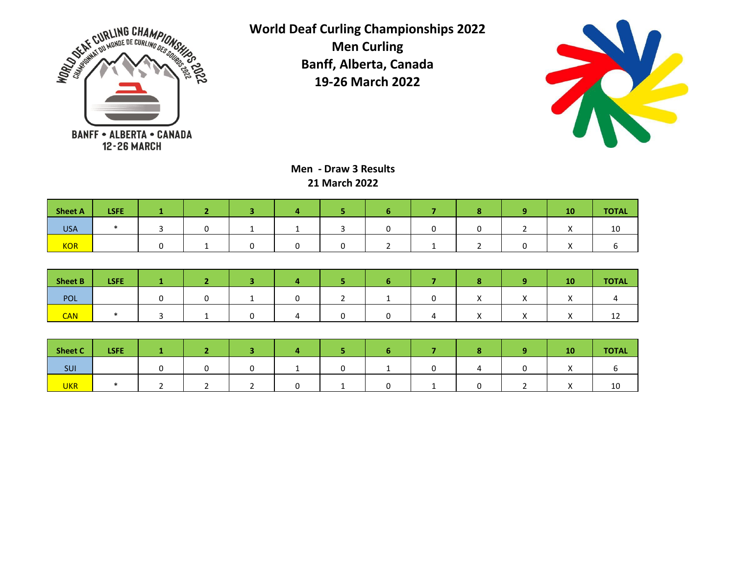# World Deaf Curling Championships 2022

## Men Curling

## Banff, Alberta, Canada

## 19-26 March 2022

### Men - Draw 3 Results

### 21 March 2022

| Sheet A | LSFE | 1 | 2 | 3 | 4 | 5 | 6 | 7 | 8 | 9 | 10 | TOTAL |
|---|---|---|---|---|---|---|---|---|---|---|---|---|
| USA | * | 3 | 0 | 1 | 1 | 3 | 0 | 0 | 0 | 2 | X | 10 |
| KOR | | 0 | 1 | 0 | 0 | 0 | 2 | 1 | 2 | 0 | X | 6 |

| Sheet B | LSFE | 1 | 2 | 3 | 4 | 5 | 6 | 7 | 8 | 9 | 10 | TOTAL |
|---|---|---|---|---|---|---|---|---|---|---|---|---|
| POL | | 0 | 0 | 1 | 0 | 2 | 1 | 0 | X | X | X | 4 |
| CAN | * | 3 | 1 | 0 | 4 | 0 | 0 | 4 | X | X | X | 12 |

| Sheet C | LSFE | 1 | 2 | 3 | 4 | 5 | 6 | 7 | 8 | 9 | 10 | TOTAL |
|---|---|---|---|---|---|---|---|---|---|---|---|---|
| SUI | | 0 | 0 | 0 | 1 | 0 | 1 | 0 | 4 | 0 | X | 6 |
| UKR | * | 2 | 2 | 2 | 0 | 1 | 0 | 1 | 0 | 2 | X | 10 |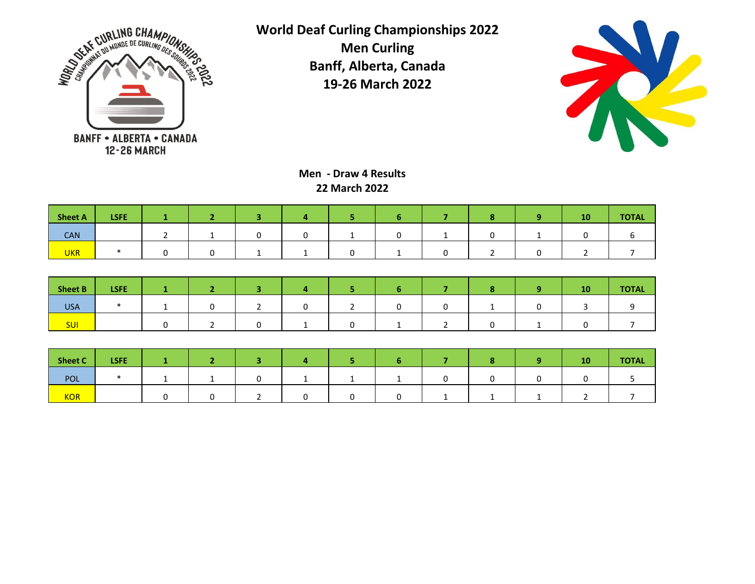# World Deaf Curling Championships 2022
## Men Curling
## Banff, Alberta, Canada
## 19-26 March 2022

### Men - Draw 4 Results
### 22 March 2022

| Sheet A | LSFE | 1 | 2 | 3 | 4 | 5 | 6 | 7 | 8 | 9 | 10 | TOTAL |
|---|---|---|---|---|---|---|---|---|---|---|---|---|
| CAN | | 2 | 1 | 0 | 0 | 1 | 0 | 1 | 0 | 1 | 0 | 6 |
| UKR | * | 0 | 0 | 1 | 1 | 0 | 1 | 0 | 2 | 0 | 2 | 7 |

| Sheet B | LSFE | 1 | 2 | 3 | 4 | 5 | 6 | 7 | 8 | 9 | 10 | TOTAL |
|---|---|---|---|---|---|---|---|---|---|---|---|---|
| USA | * | 1 | 0 | 2 | 0 | 2 | 0 | 0 | 1 | 0 | 3 | 9 |
| SUI | | 0 | 2 | 0 | 1 | 0 | 1 | 2 | 0 | 1 | 0 | 7 |

| Sheet C | LSFE | 1 | 2 | 3 | 4 | 5 | 6 | 7 | 8 | 9 | 10 | TOTAL |
|---|---|---|---|---|---|---|---|---|---|---|---|---|
| POL | * | 1 | 1 | 0 | 1 | 1 | 1 | 0 | 0 | 0 | 0 | 5 |
| KOR | | 0 | 0 | 2 | 0 | 0 | 0 | 1 | 1 | 1 | 2 | 7 |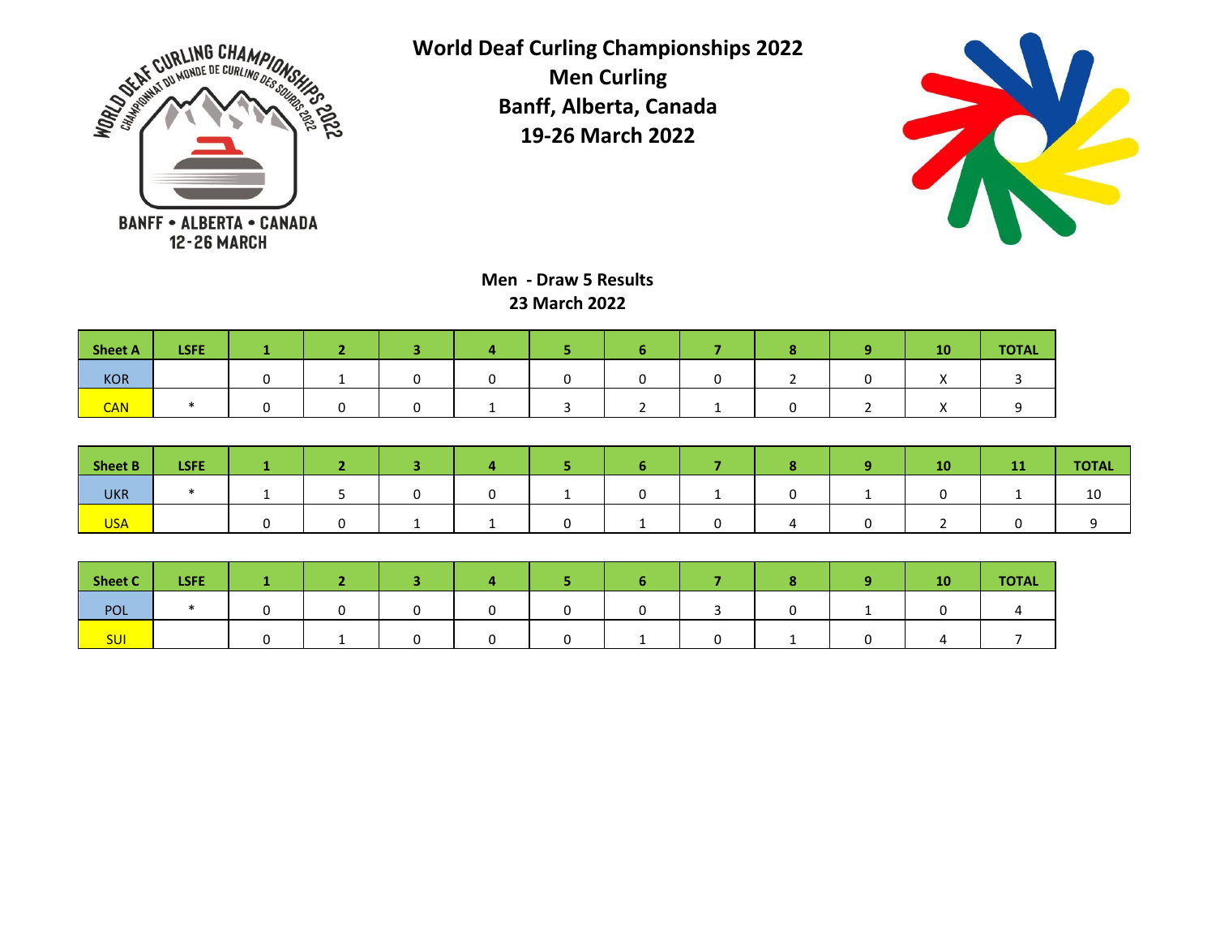# World Deaf Curling Championships 2022
## Men Curling
## Banff, Alberta, Canada
## 19-26 March 2022

### Men - Draw 5 Results
### 23 March 2022

| Sheet A | LSFE | 1 | 2 | 3 | 4 | 5 | 6 | 7 | 8 | 9 | 10 | TOTAL |
|---|---|---|---|---|---|---|---|---|---|---|---|---|
| KOR | | 0 | 1 | 0 | 0 | 0 | 0 | 0 | 2 | 0 | X | 3 |
| CAN | * | 0 | 0 | 0 | 1 | 3 | 2 | 1 | 0 | 2 | X | 9 |

| Sheet B | LSFE | 1 | 2 | 3 | 4 | 5 | 6 | 7 | 8 | 9 | 10 | 11 | TOTAL |
|---|---|---|---|---|---|---|---|---|---|---|---|---|---|
| UKR | * | 1 | 5 | 0 | 0 | 1 | 0 | 1 | 0 | 1 | 0 | 1 | 10 |
| USA | | 0 | 0 | 1 | 1 | 0 | 1 | 0 | 4 | 0 | 2 | 0 | 9 |

| Sheet C | LSFE | 1 | 2 | 3 | 4 | 5 | 6 | 7 | 8 | 9 | 10 | TOTAL |
|---|---|---|---|---|---|---|---|---|---|---|---|---|
| POL | * | 0 | 0 | 0 | 0 | 0 | 0 | 3 | 0 | 1 | 0 | 4 |
| SUI | | 0 | 1 | 0 | 0 | 0 | 1 | 0 | 1 | 0 | 4 | 7 |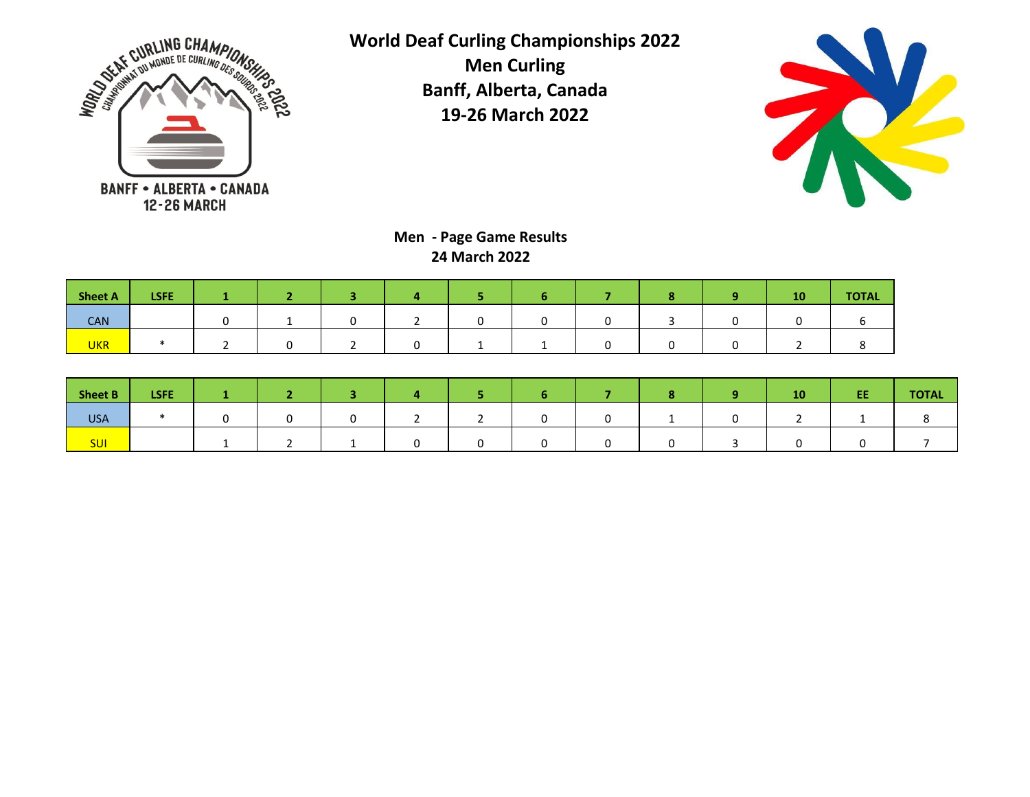# World Deaf Curling Championships 2022
## Men Curling
## Banff, Alberta, Canada
## 19-26 March 2022

**Men - Page Game Results**
**24 March 2022**

| Sheet A | LSFE | 1 | 2 | 3 | 4 | 5 | 6 | 7 | 8 | 9 | 10 | TOTAL |
|---|---|---|---|---|---|---|---|---|---|---|---|---|
| CAN | | 0 | 1 | 0 | 2 | 0 | 0 | 0 | 3 | 0 | 0 | 6 |
| UKR | * | 2 | 0 | 2 | 0 | 1 | 1 | 0 | 0 | 0 | 2 | 8 |

| Sheet B | LSFE | 1 | 2 | 3 | 4 | 5 | 6 | 7 | 8 | 9 | 10 | EE | TOTAL |
|---|---|---|---|---|---|---|---|---|---|---|---|---|---|
| USA | * | 0 | 0 | 0 | 2 | 2 | 0 | 0 | 1 | 0 | 2 | 1 | 8 |
| SUI | | 1 | 2 | 1 | 0 | 0 | 0 | 0 | 0 | 3 | 0 | 0 | 7 |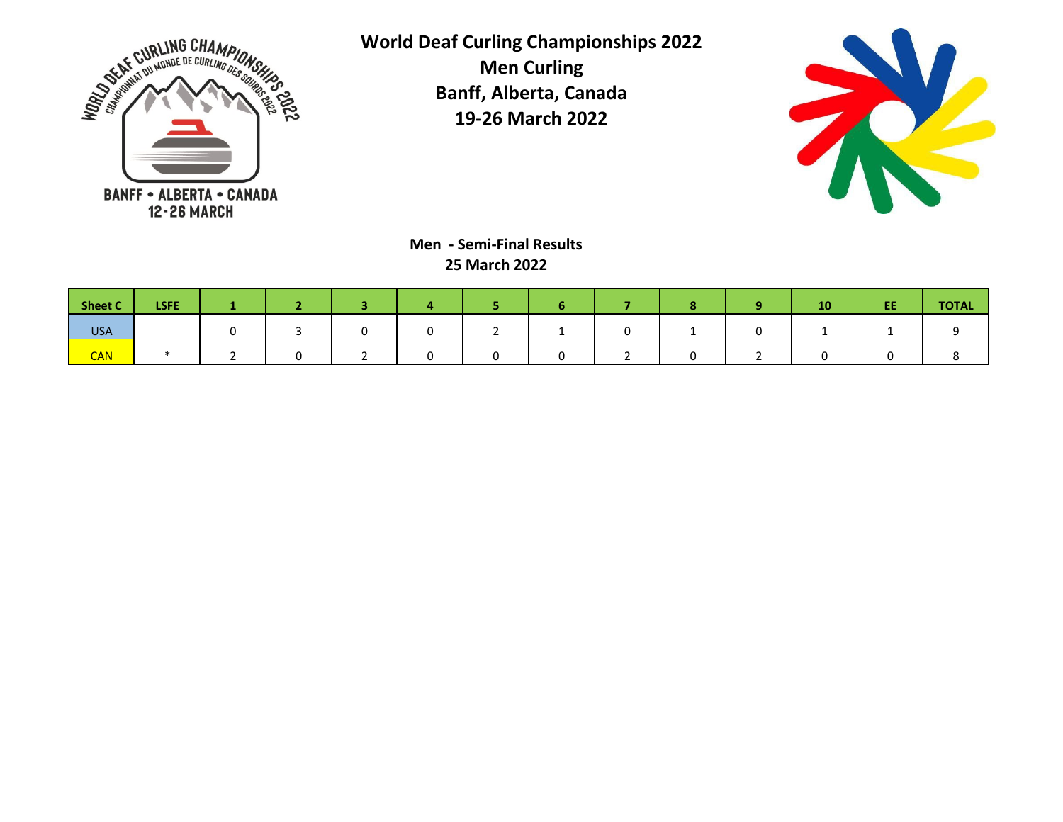# World Deaf Curling Championships 2022

**Men Curling**

**Banff, Alberta, Canada**

**19-26 March 2022**

## Men - Semi-Final Results

**25 March 2022**

| Sheet C | LSFE | 1 | 2 | 3 | 4 | 5 | 6 | 7 | 8 | 9 | 10 | EE | TOTAL |
|---|---|---|---|---|---|---|---|---|---|---|---|---|---|
| USA | | 0 | 3 | 0 | 0 | 2 | 1 | 0 | 1 | 0 | 1 | 1 | 9 |
| CAN | * | 2 | 0 | 2 | 0 | 0 | 0 | 2 | 0 | 2 | 0 | 0 | 8 |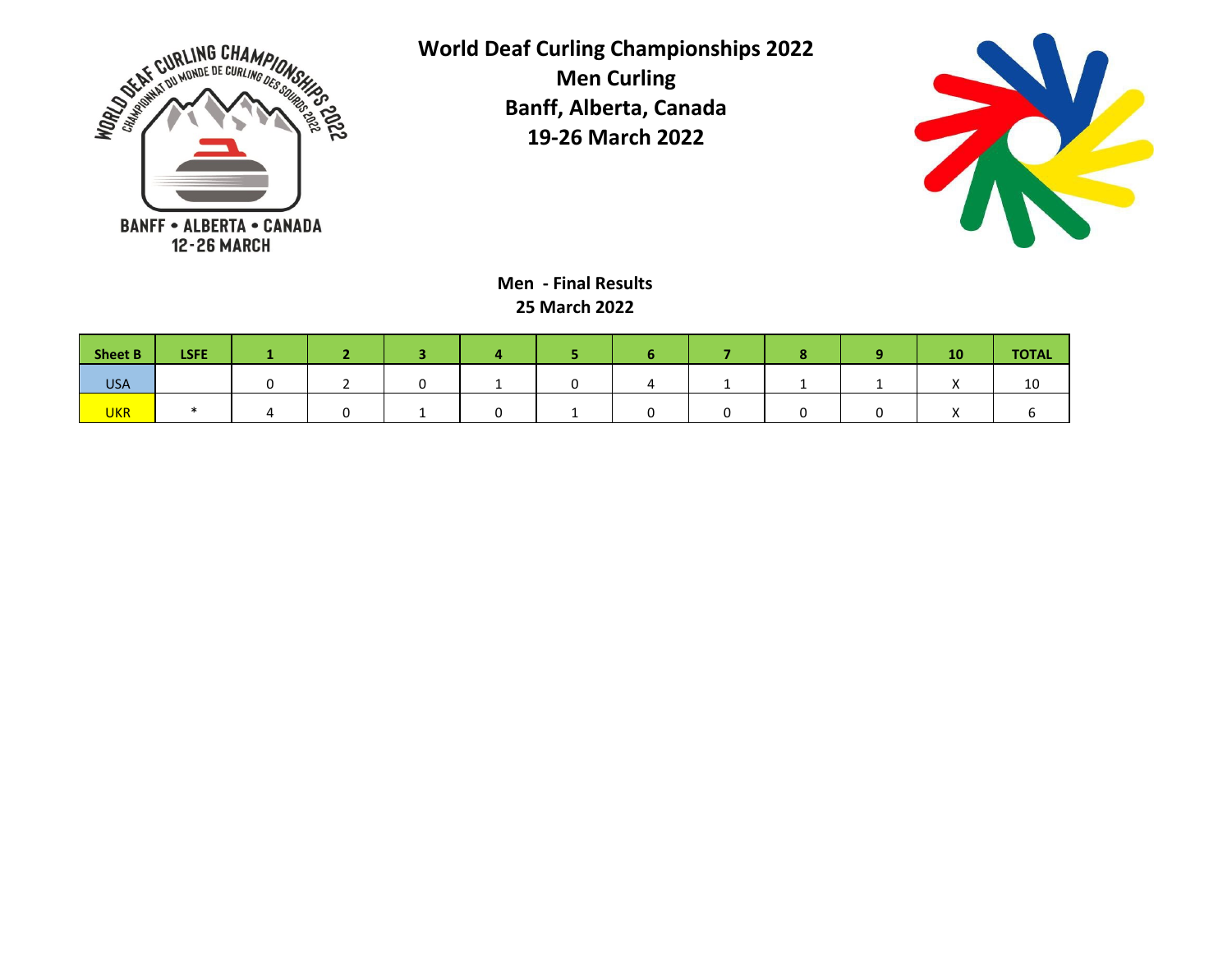# World Deaf Curling Championships 2022

## Men Curling

## Banff, Alberta, Canada

## 19-26 March 2022

### Men - Final Results

### 25 March 2022

| Sheet B | LSFE | 1 | 2 | 3 | 4 | 5 | 6 | 7 | 8 | 9 | 10 | TOTAL |
|---|---|---|---|---|---|---|---|---|---|---|---|---|
| USA | | 0 | 2 | 0 | 1 | 0 | 4 | 1 | 1 | 1 | X | 10 |
| UKR | * | 4 | 0 | 1 | 0 | 1 | 0 | 0 | 0 | 0 | X | 6 |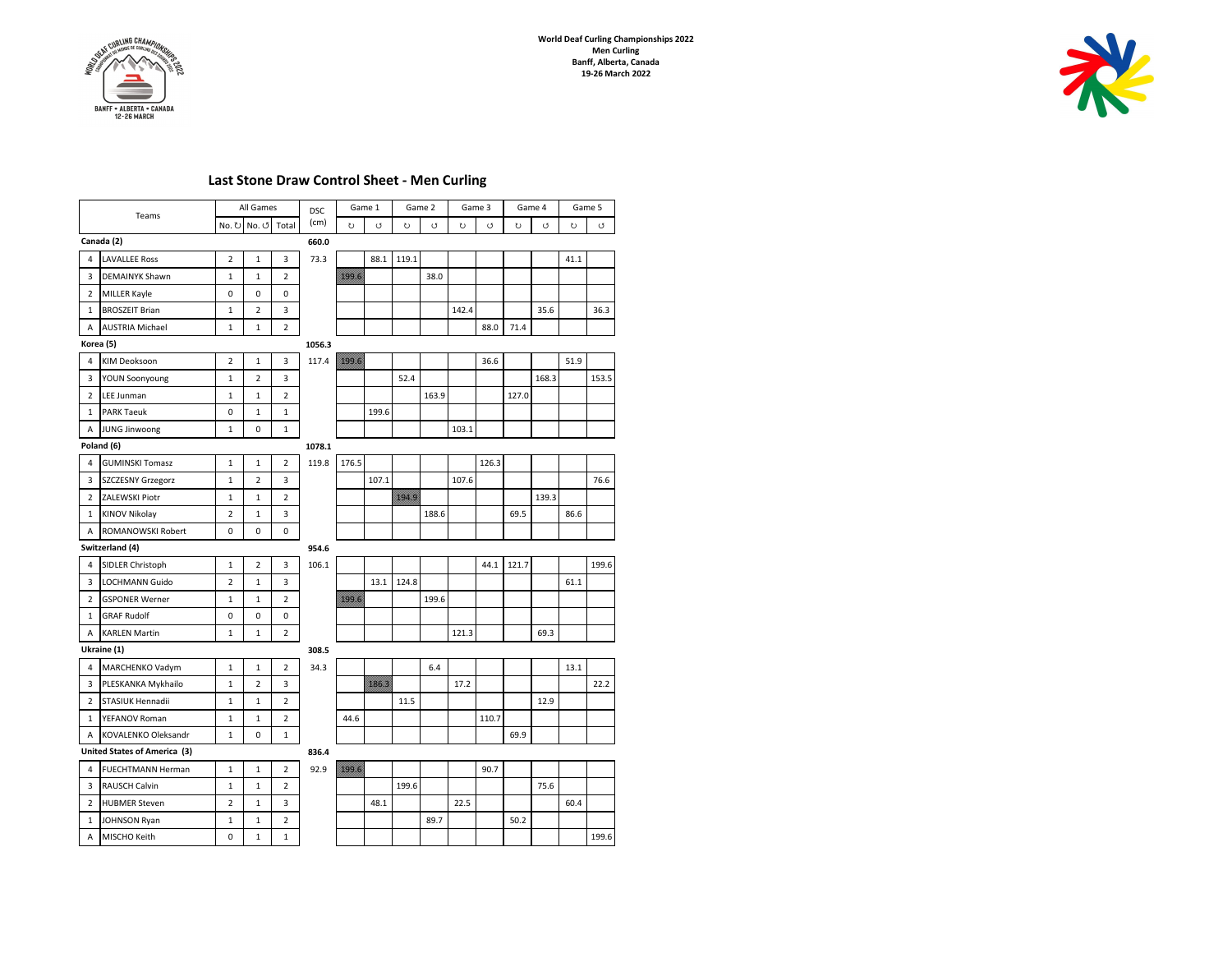World Deaf Curling Championships 2022
Men Curling
Banff, Alberta, Canada
19-26 March 2022

## Last Stone Draw Control Sheet - Men Curling

| Teams | | All Games | | | DSC | Game 1 | | Game 2 | | Game 3 | | Game 4 | | Game 5 | |
|---|---|---|---|---|---|---|---|---|---|---|---|---|---|---|---|
| | | No. ↻ | No. ↺ | Total | (cm) | ↻ | ↺ | ↻ | ↺ | ↻ | ↺ | ↻ | ↺ | ↻ | ↺ |
| **Canada (2)** | | | | | **660.0** | | | | | | | | | | |
| 4 | LAVALLEE Ross | 2 | 1 | 3 | 73.3 | | 88.1 | 119.1 | | | | | | 41.1 | |
| 3 | DEMAINYK Shawn | 1 | 1 | 2 | | 199.6 | | | 38.0 | | | | | | |
| 2 | MILLER Kayle | 0 | 0 | 0 | | | | | | | | | | | |
| 1 | BROSZEIT Brian | 1 | 2 | 3 | | | | | | 142.4 | | | 35.6 | | 36.3 |
| A | AUSTRIA Michael | 1 | 1 | 2 | | | | | | | 88.0 | 71.4 | | | |
| **Korea (5)** | | | | | **1056.3** | | | | | | | | | | |
| 4 | KIM Deoksoon | 2 | 1 | 3 | 117.4 | 199.6 | | | | | 36.6 | | | 51.9 | |
| 3 | YOUN Soonyoung | 1 | 2 | 3 | | | | 52.4 | | | | | 168.3 | | 153.5 |
| 2 | LEE Junman | 1 | 1 | 2 | | | | | 163.9 | | | 127.0 | | | |
| 1 | PARK Taeuk | 0 | 1 | 1 | | | 199.6 | | | | | | | | |
| A | JUNG Jinwoong | 1 | 0 | 1 | | | | | | 103.1 | | | | | |
| **Poland (6)** | | | | | **1078.1** | | | | | | | | | | |
| 4 | GUMINSKI Tomasz | 1 | 1 | 2 | 119.8 | 176.5 | | | | | 126.3 | | | | |
| 3 | SZCZESNY Grzegorz | 1 | 2 | 3 | | | 107.1 | | | 107.6 | | | | | 76.6 |
| 2 | ZALEWSKI Piotr | 1 | 1 | 2 | | | | 194.9 | | | | | 139.3 | | |
| 1 | KINOV Nikolay | 2 | 1 | 3 | | | | | 188.6 | | | 69.5 | | 86.6 | |
| A | ROMANOWSKI Robert | 0 | 0 | 0 | | | | | | | | | | | |
| **Switzerland (4)** | | | | | **954.6** | | | | | | | | | | |
| 4 | SIDLER Christoph | 1 | 2 | 3 | 106.1 | | | | | | 44.1 | 121.7 | | | 199.6 |
| 3 | LOCHMANN Guido | 2 | 1 | 3 | | | 13.1 | 124.8 | | | | | | 61.1 | |
| 2 | GSPONER Werner | 1 | 1 | 2 | | 199.6 | | | 199.6 | | | | | | |
| 1 | GRAF Rudolf | 0 | 0 | 0 | | | | | | | | | | | |
| A | KARLEN Martin | 1 | 1 | 2 | | | | | | 121.3 | | | 69.3 | | |
| **Ukraine (1)** | | | | | **308.5** | | | | | | | | | | |
| 4 | MARCHENKO Vadym | 1 | 1 | 2 | 34.3 | | | | 6.4 | | | | | 13.1 | |
| 3 | PLESKANKA Mykhailo | 1 | 2 | 3 | | | 186.3 | | | 17.2 | | | | | 22.2 |
| 2 | STASIUK Hennadii | 1 | 1 | 2 | | | | 11.5 | | | | | 12.9 | | |
| 1 | YEFANOV Roman | 1 | 1 | 2 | | 44.6 | | | | | 110.7 | | | | |
| A | KOVALENKO Oleksandr | 1 | 0 | 1 | | | | | | | | 69.9 | | | |
| **United States of America (3)** | | | | | **836.4** | | | | | | | | | | |
| 4 | FUECHTMANN Herman | 1 | 1 | 2 | 92.9 | 199.6 | | | | | 90.7 | | | | |
| 3 | RAUSCH Calvin | 1 | 1 | 2 | | | | 199.6 | | | | | 75.6 | | |
| 2 | HUBMER Steven | 2 | 1 | 3 | | | 48.1 | | | 22.5 | | | | 60.4 | |
| 1 | JOHNSON Ryan | 1 | 1 | 2 | | | | | 89.7 | | | 50.2 | | | |
| A | MISCHO Keith | 0 | 1 | 1 | | | | | | | | | | | 199.6 |